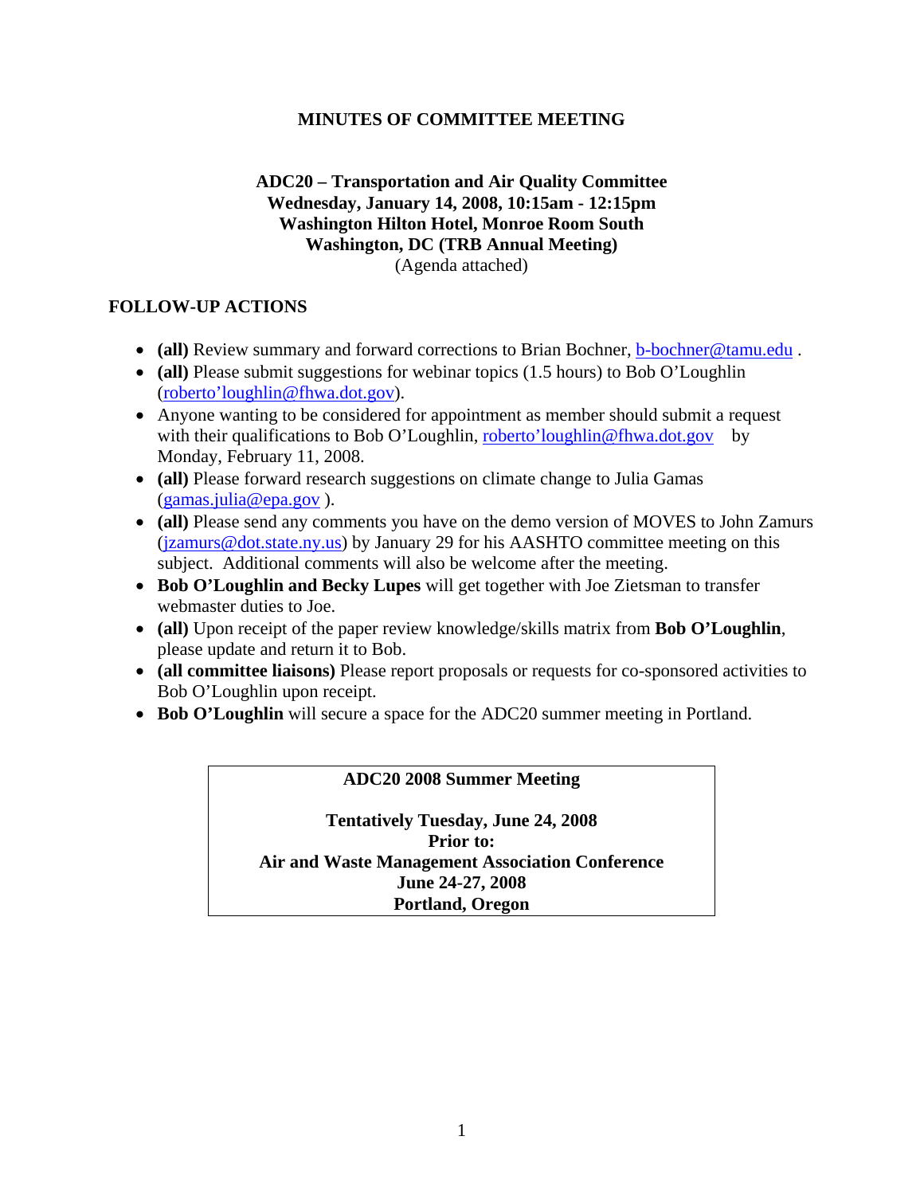# MINUTES OF COMMITTEE MEETING

**ADC20 – Transportation and Air Quality Committee**
**Wednesday, January 14, 2008, 10:15am - 12:15pm**
**Washington Hilton Hotel, Monroe Room South**
**Washington, DC (TRB Annual Meeting)**
(Agenda attached)

## FOLLOW-UP ACTIONS

- **(all)** Review summary and forward corrections to Brian Bochner, b-bochner@tamu.edu .
- **(all)** Please submit suggestions for webinar topics (1.5 hours) to Bob O'Loughlin (roberto'loughlin@fhwa.dot.gov).
- Anyone wanting to be considered for appointment as member should submit a request with their qualifications to Bob O'Loughlin, roberto'loughlin@fhwa.dot.gov by Monday, February 11, 2008.
- **(all)** Please forward research suggestions on climate change to Julia Gamas (gamas.julia@epa.gov ).
- **(all)** Please send any comments you have on the demo version of MOVES to John Zamurs (jzamurs@dot.state.ny.us) by January 29 for his AASHTO committee meeting on this subject. Additional comments will also be welcome after the meeting.
- **Bob O'Loughlin and Becky Lupes** will get together with Joe Zietsman to transfer webmaster duties to Joe.
- **(all)** Upon receipt of the paper review knowledge/skills matrix from **Bob O'Loughlin**, please update and return it to Bob.
- **(all committee liaisons)** Please report proposals or requests for co-sponsored activities to Bob O'Loughlin upon receipt.
- **Bob O'Loughlin** will secure a space for the ADC20 summer meeting in Portland.

**ADC20 2008 Summer Meeting**

**Tentatively Tuesday, June 24, 2008**
**Prior to:**
**Air and Waste Management Association Conference**
**June 24-27, 2008**
**Portland, Oregon**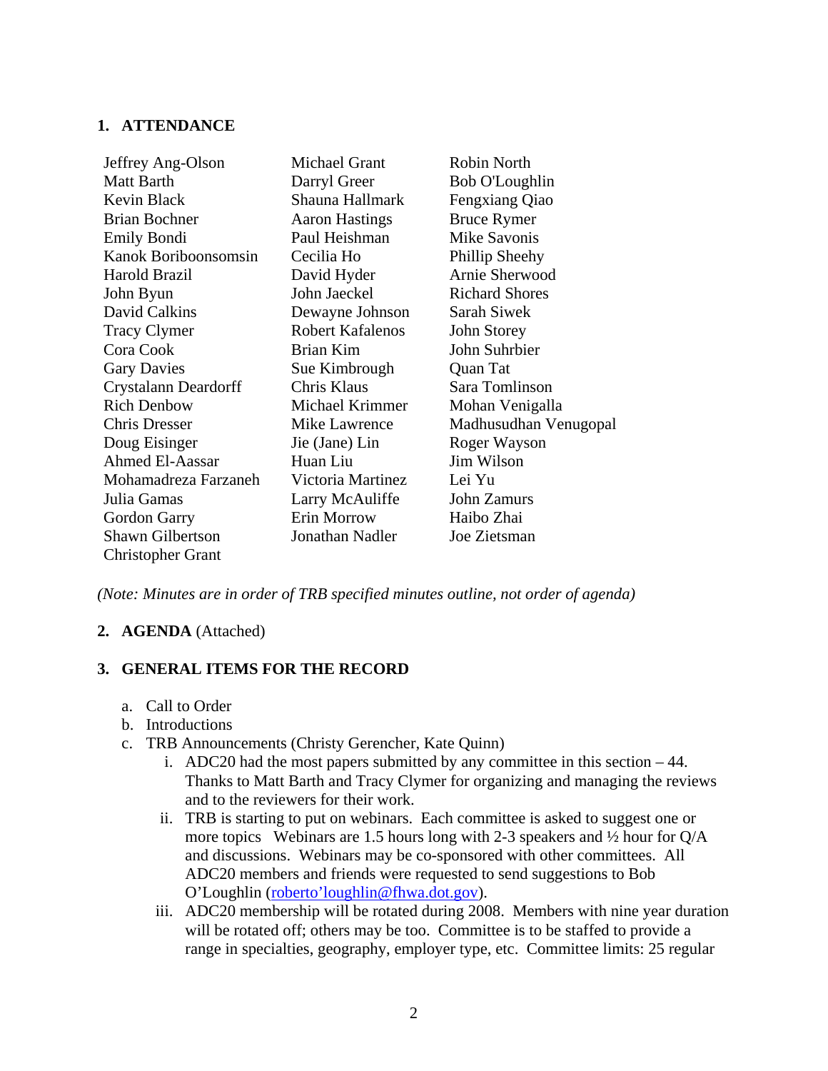## 1. ATTENDANCE

| | | |
|---|---|---|
| Jeffrey Ang-Olson | Michael Grant | Robin North |
| Matt Barth | Darryl Greer | Bob O'Loughlin |
| Kevin Black | Shauna Hallmark | Fengxiang Qiao |
| Brian Bochner | Aaron Hastings | Bruce Rymer |
| Emily Bondi | Paul Heishman | Mike Savonis |
| Kanok Boriboonsomsin | Cecilia Ho | Phillip Sheehy |
| Harold Brazil | David Hyder | Arnie Sherwood |
| John Byun | John Jaeckel | Richard Shores |
| David Calkins | Dewayne Johnson | Sarah Siwek |
| Tracy Clymer | Robert Kafalenos | John Storey |
| Cora Cook | Brian Kim | John Suhrbier |
| Gary Davies | Sue Kimbrough | Quan Tat |
| Crystalann Deardorff | Chris Klaus | Sara Tomlinson |
| Rich Denbow | Michael Krimmer | Mohan Venigalla |
| Chris Dresser | Mike Lawrence | Madhusudhan Venugopal |
| Doug Eisinger | Jie (Jane) Lin | Roger Wayson |
| Ahmed El-Aassar | Huan Liu | Jim Wilson |
| Mohamadreza Farzaneh | Victoria Martinez | Lei Yu |
| Julia Gamas | Larry McAuliffe | John Zamurs |
| Gordon Garry | Erin Morrow | Haibo Zhai |
| Shawn Gilbertson | Jonathan Nadler | Joe Zietsman |
| Christopher Grant | | |

*(Note: Minutes are in order of TRB specified minutes outline, not order of agenda)*

## 2. AGENDA (Attached)

## 3. GENERAL ITEMS FOR THE RECORD

a. Call to Order
b. Introductions
c. TRB Announcements (Christy Gerencher, Kate Quinn)
   i. ADC20 had the most papers submitted by any committee in this section – 44. Thanks to Matt Barth and Tracy Clymer for organizing and managing the reviews and to the reviewers for their work.
   ii. TRB is starting to put on webinars. Each committee is asked to suggest one or more topics Webinars are 1.5 hours long with 2-3 speakers and ½ hour for Q/A and discussions. Webinars may be co-sponsored with other committees. All ADC20 members and friends were requested to send suggestions to Bob O'Loughlin (roberto'loughlin@fhwa.dot.gov).
   iii. ADC20 membership will be rotated during 2008. Members with nine year duration will be rotated off; others may be too. Committee is to be staffed to provide a range in specialties, geography, employer type, etc. Committee limits: 25 regular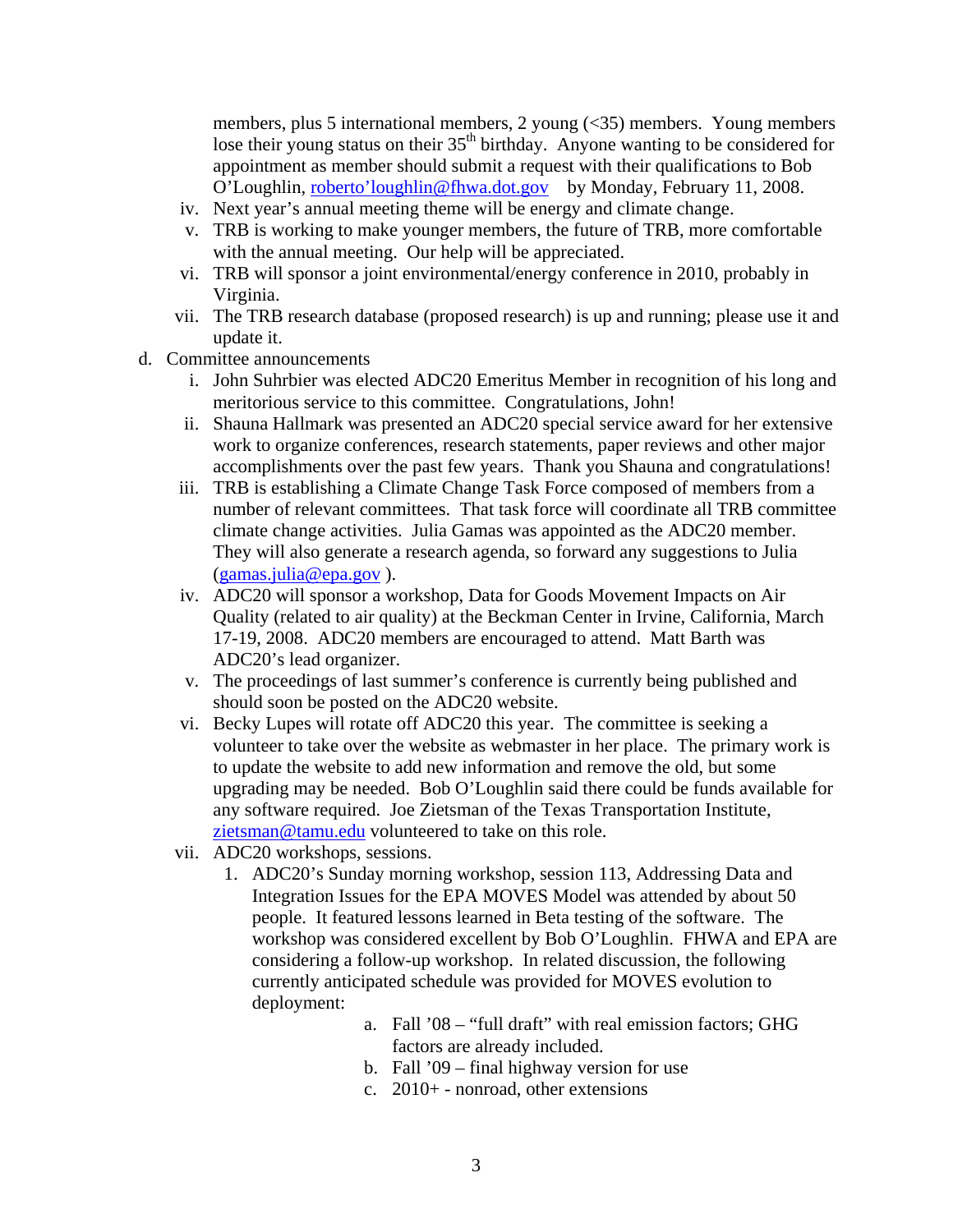members, plus 5 international members, 2 young (<35) members. Young members lose their young status on their 35th birthday. Anyone wanting to be considered for appointment as member should submit a request with their qualifications to Bob O'Loughlin, roberto'loughlin@fhwa.dot.gov by Monday, February 11, 2008.

iv. Next year's annual meeting theme will be energy and climate change.

v. TRB is working to make younger members, the future of TRB, more comfortable with the annual meeting. Our help will be appreciated.

vi. TRB will sponsor a joint environmental/energy conference in 2010, probably in Virginia.

vii. The TRB research database (proposed research) is up and running; please use it and update it.

d. Committee announcements

i. John Suhrbier was elected ADC20 Emeritus Member in recognition of his long and meritorious service to this committee. Congratulations, John!

ii. Shauna Hallmark was presented an ADC20 special service award for her extensive work to organize conferences, research statements, paper reviews and other major accomplishments over the past few years. Thank you Shauna and congratulations!

iii. TRB is establishing a Climate Change Task Force composed of members from a number of relevant committees. That task force will coordinate all TRB committee climate change activities. Julia Gamas was appointed as the ADC20 member. They will also generate a research agenda, so forward any suggestions to Julia (gamas.julia@epa.gov ).

iv. ADC20 will sponsor a workshop, Data for Goods Movement Impacts on Air Quality (related to air quality) at the Beckman Center in Irvine, California, March 17-19, 2008. ADC20 members are encouraged to attend. Matt Barth was ADC20's lead organizer.

v. The proceedings of last summer's conference is currently being published and should soon be posted on the ADC20 website.

vi. Becky Lupes will rotate off ADC20 this year. The committee is seeking a volunteer to take over the website as webmaster in her place. The primary work is to update the website to add new information and remove the old, but some upgrading may be needed. Bob O'Loughlin said there could be funds available for any software required. Joe Zietsman of the Texas Transportation Institute, zietsman@tamu.edu volunteered to take on this role.

vii. ADC20 workshops, sessions.

1. ADC20's Sunday morning workshop, session 113, Addressing Data and Integration Issues for the EPA MOVES Model was attended by about 50 people. It featured lessons learned in Beta testing of the software. The workshop was considered excellent by Bob O'Loughlin. FHWA and EPA are considering a follow-up workshop. In related discussion, the following currently anticipated schedule was provided for MOVES evolution to deployment:

   a. Fall '08 – "full draft" with real emission factors; GHG factors are already included.
   b. Fall '09 – final highway version for use
   c. 2010+ - nonroad, other extensions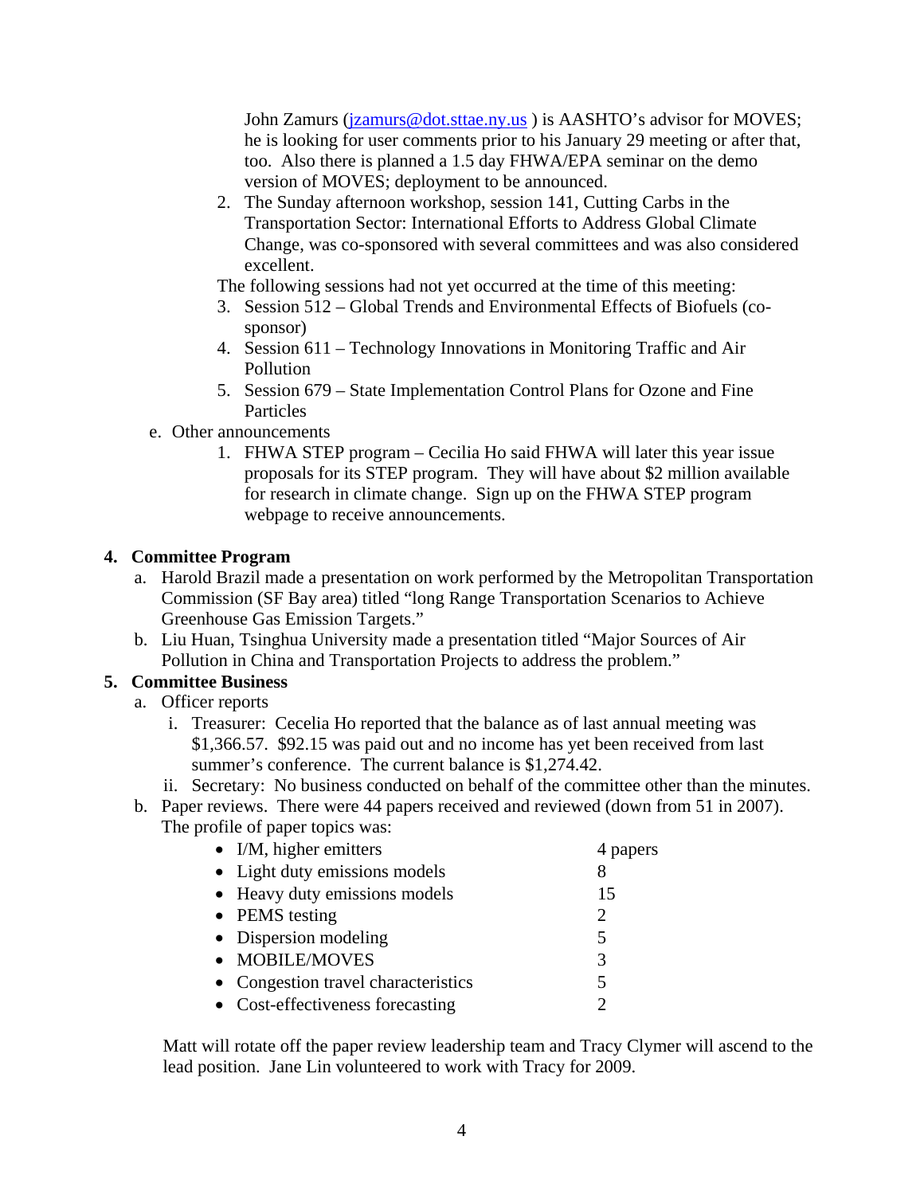John Zamurs (jzamurs@dot.sttae.ny.us ) is AASHTO's advisor for MOVES; he is looking for user comments prior to his January 29 meeting or after that, too. Also there is planned a 1.5 day FHWA/EPA seminar on the demo version of MOVES; deployment to be announced.

2. The Sunday afternoon workshop, session 141, Cutting Carbs in the Transportation Sector: International Efforts to Address Global Climate Change, was co-sponsored with several committees and was also considered excellent.

The following sessions had not yet occurred at the time of this meeting:

3. Session 512 – Global Trends and Environmental Effects of Biofuels (co-sponsor)
4. Session 611 – Technology Innovations in Monitoring Traffic and Air Pollution
5. Session 679 – State Implementation Control Plans for Ozone and Fine Particles

e. Other announcements

1. FHWA STEP program – Cecilia Ho said FHWA will later this year issue proposals for its STEP program. They will have about $2 million available for research in climate change. Sign up on the FHWA STEP program webpage to receive announcements.

**4. Committee Program**

a. Harold Brazil made a presentation on work performed by the Metropolitan Transportation Commission (SF Bay area) titled "long Range Transportation Scenarios to Achieve Greenhouse Gas Emission Targets."

b. Liu Huan, Tsinghua University made a presentation titled "Major Sources of Air Pollution in China and Transportation Projects to address the problem."

**5. Committee Business**

a. Officer reports

i. Treasurer: Cecelia Ho reported that the balance as of last annual meeting was $1,366.57. $92.15 was paid out and no income has yet been received from last summer's conference. The current balance is $1,274.42.

ii. Secretary: No business conducted on behalf of the committee other than the minutes.

b. Paper reviews. There were 44 papers received and reviewed (down from 51 in 2007). The profile of paper topics was:

- I/M, higher emitters — 4 papers
- Light duty emissions models — 8
- Heavy duty emissions models — 15
- PEMS testing — 2
- Dispersion modeling — 5
- MOBILE/MOVES — 3
- Congestion travel characteristics — 5
- Cost-effectiveness forecasting — 2

Matt will rotate off the paper review leadership team and Tracy Clymer will ascend to the lead position. Jane Lin volunteered to work with Tracy for 2009.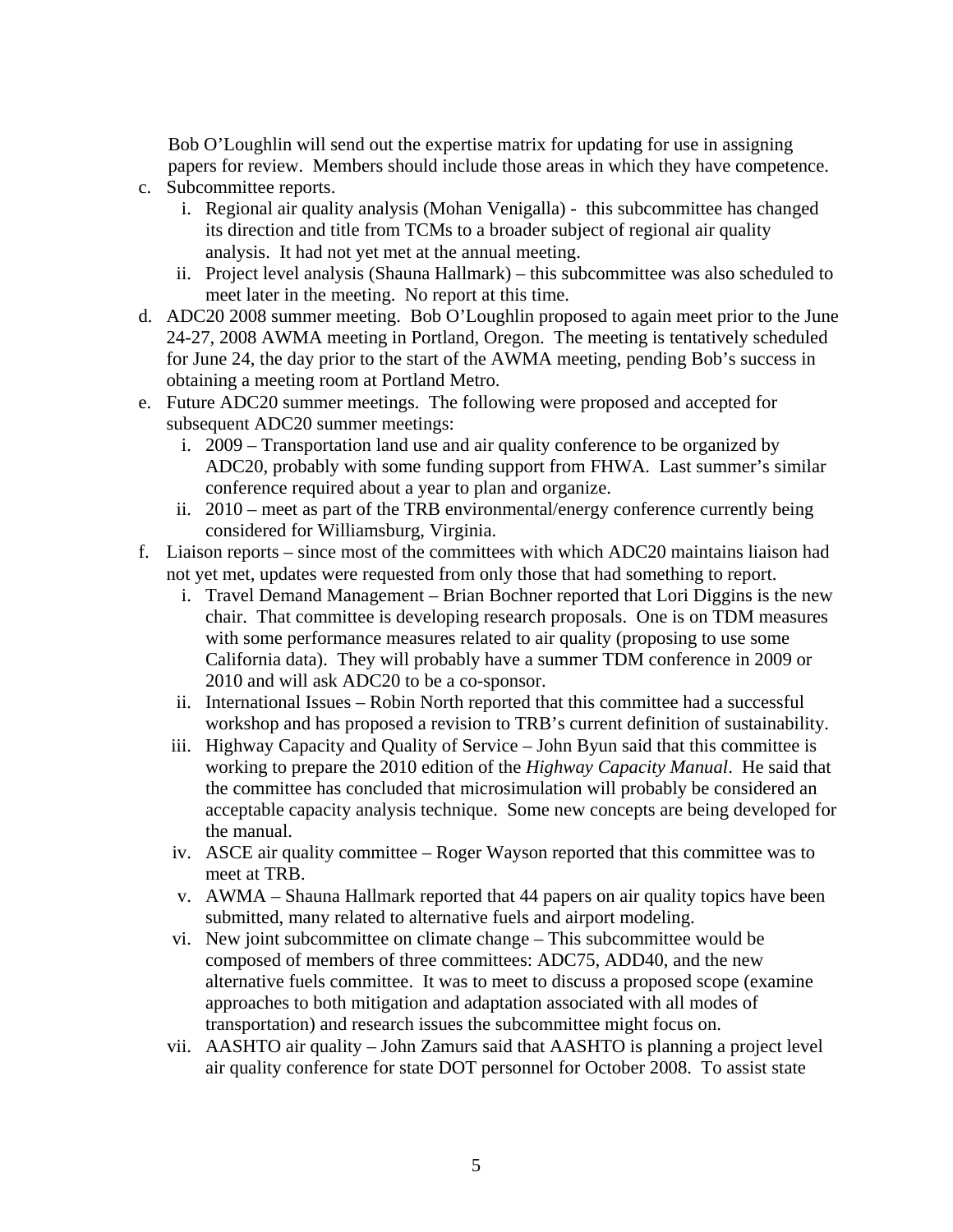Bob O'Loughlin will send out the expertise matrix for updating for use in assigning papers for review. Members should include those areas in which they have competence.

c. Subcommittee reports.
   i. Regional air quality analysis (Mohan Venigalla) - this subcommittee has changed its direction and title from TCMs to a broader subject of regional air quality analysis. It had not yet met at the annual meeting.
   ii. Project level analysis (Shauna Hallmark) – this subcommittee was also scheduled to meet later in the meeting. No report at this time.

d. ADC20 2008 summer meeting. Bob O'Loughlin proposed to again meet prior to the June 24-27, 2008 AWMA meeting in Portland, Oregon. The meeting is tentatively scheduled for June 24, the day prior to the start of the AWMA meeting, pending Bob's success in obtaining a meeting room at Portland Metro.

e. Future ADC20 summer meetings. The following were proposed and accepted for subsequent ADC20 summer meetings:
   i. 2009 – Transportation land use and air quality conference to be organized by ADC20, probably with some funding support from FHWA. Last summer's similar conference required about a year to plan and organize.
   ii. 2010 – meet as part of the TRB environmental/energy conference currently being considered for Williamsburg, Virginia.

f. Liaison reports – since most of the committees with which ADC20 maintains liaison had not yet met, updates were requested from only those that had something to report.
   i. Travel Demand Management – Brian Bochner reported that Lori Diggins is the new chair. That committee is developing research proposals. One is on TDM measures with some performance measures related to air quality (proposing to use some California data). They will probably have a summer TDM conference in 2009 or 2010 and will ask ADC20 to be a co-sponsor.
   ii. International Issues – Robin North reported that this committee had a successful workshop and has proposed a revision to TRB's current definition of sustainability.
   iii. Highway Capacity and Quality of Service – John Byun said that this committee is working to prepare the 2010 edition of the *Highway Capacity Manual*. He said that the committee has concluded that microsimulation will probably be considered an acceptable capacity analysis technique. Some new concepts are being developed for the manual.
   iv. ASCE air quality committee – Roger Wayson reported that this committee was to meet at TRB.
   v. AWMA – Shauna Hallmark reported that 44 papers on air quality topics have been submitted, many related to alternative fuels and airport modeling.
   vi. New joint subcommittee on climate change – This subcommittee would be composed of members of three committees: ADC75, ADD40, and the new alternative fuels committee. It was to meet to discuss a proposed scope (examine approaches to both mitigation and adaptation associated with all modes of transportation) and research issues the subcommittee might focus on.
   vii. AASHTO air quality – John Zamurs said that AASHTO is planning a project level air quality conference for state DOT personnel for October 2008. To assist state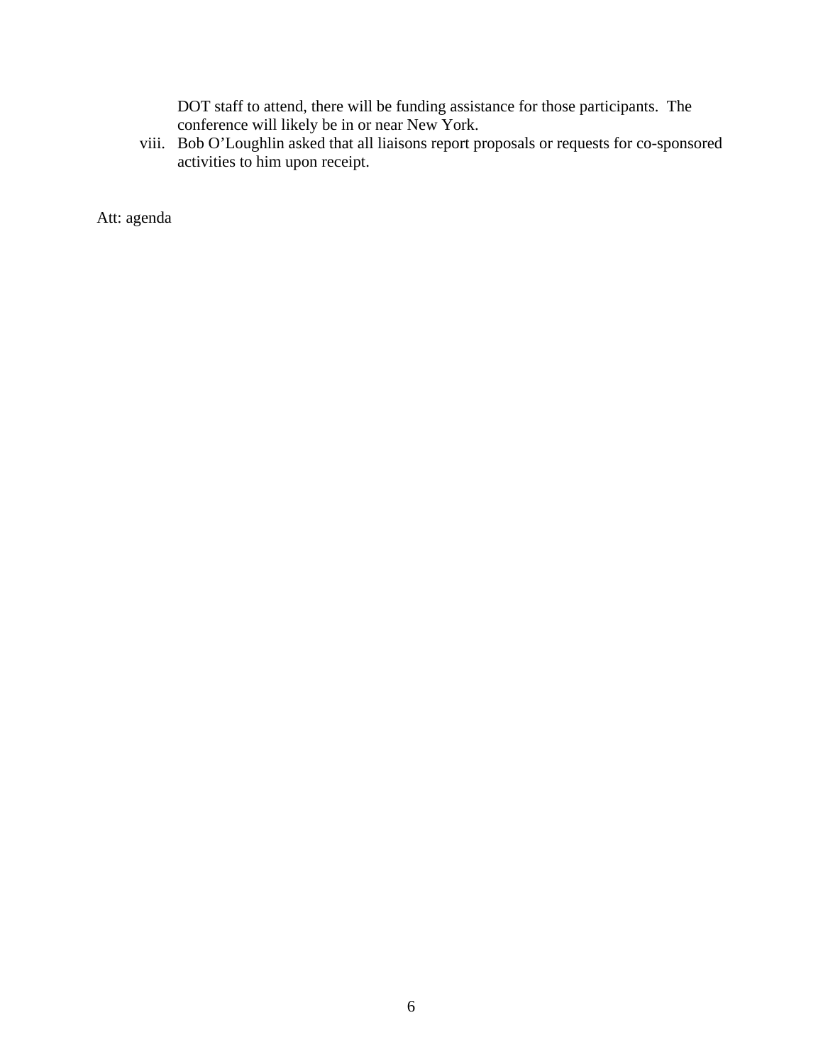DOT staff to attend, there will be funding assistance for those participants. The conference will likely be in or near New York.

viii. Bob O'Loughlin asked that all liaisons report proposals or requests for co-sponsored activities to him upon receipt.

Att: agenda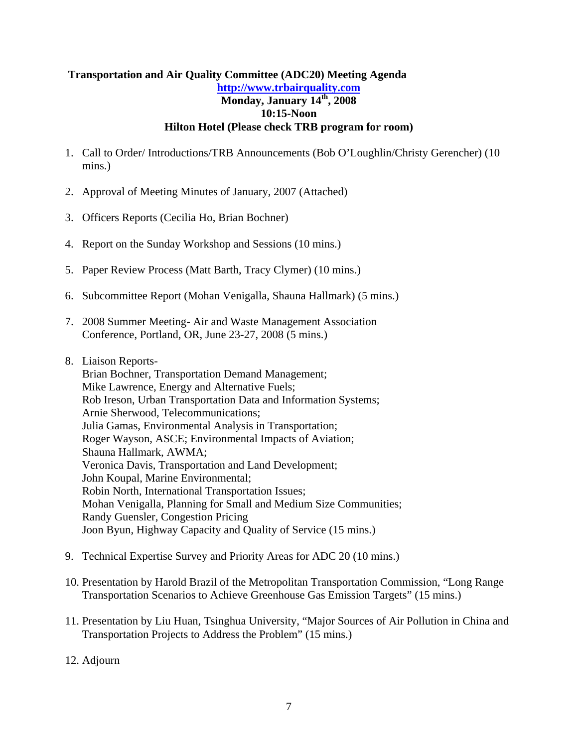**Transportation and Air Quality Committee (ADC20) Meeting Agenda**

**http://www.trbairquality.com**

**Monday, January 14th, 2008**

**10:15-Noon**

**Hilton Hotel (Please check TRB program for room)**

1. Call to Order/ Introductions/TRB Announcements (Bob O'Loughlin/Christy Gerencher) (10 mins.)

2. Approval of Meeting Minutes of January, 2007 (Attached)

3. Officers Reports (Cecilia Ho, Brian Bochner)

4. Report on the Sunday Workshop and Sessions (10 mins.)

5. Paper Review Process (Matt Barth, Tracy Clymer) (10 mins.)

6. Subcommittee Report (Mohan Venigalla, Shauna Hallmark) (5 mins.)

7. 2008 Summer Meeting- Air and Waste Management Association Conference, Portland, OR, June 23-27, 2008 (5 mins.)

8. Liaison Reports-
   Brian Bochner, Transportation Demand Management;
   Mike Lawrence, Energy and Alternative Fuels;
   Rob Ireson, Urban Transportation Data and Information Systems;
   Arnie Sherwood, Telecommunications;
   Julia Gamas, Environmental Analysis in Transportation;
   Roger Wayson, ASCE; Environmental Impacts of Aviation;
   Shauna Hallmark, AWMA;
   Veronica Davis, Transportation and Land Development;
   John Koupal, Marine Environmental;
   Robin North, International Transportation Issues;
   Mohan Venigalla, Planning for Small and Medium Size Communities;
   Randy Guensler, Congestion Pricing
   Joon Byun, Highway Capacity and Quality of Service (15 mins.)

9. Technical Expertise Survey and Priority Areas for ADC 20 (10 mins.)

10. Presentation by Harold Brazil of the Metropolitan Transportation Commission, "Long Range Transportation Scenarios to Achieve Greenhouse Gas Emission Targets" (15 mins.)

11. Presentation by Liu Huan, Tsinghua University, "Major Sources of Air Pollution in China and Transportation Projects to Address the Problem" (15 mins.)

12. Adjourn